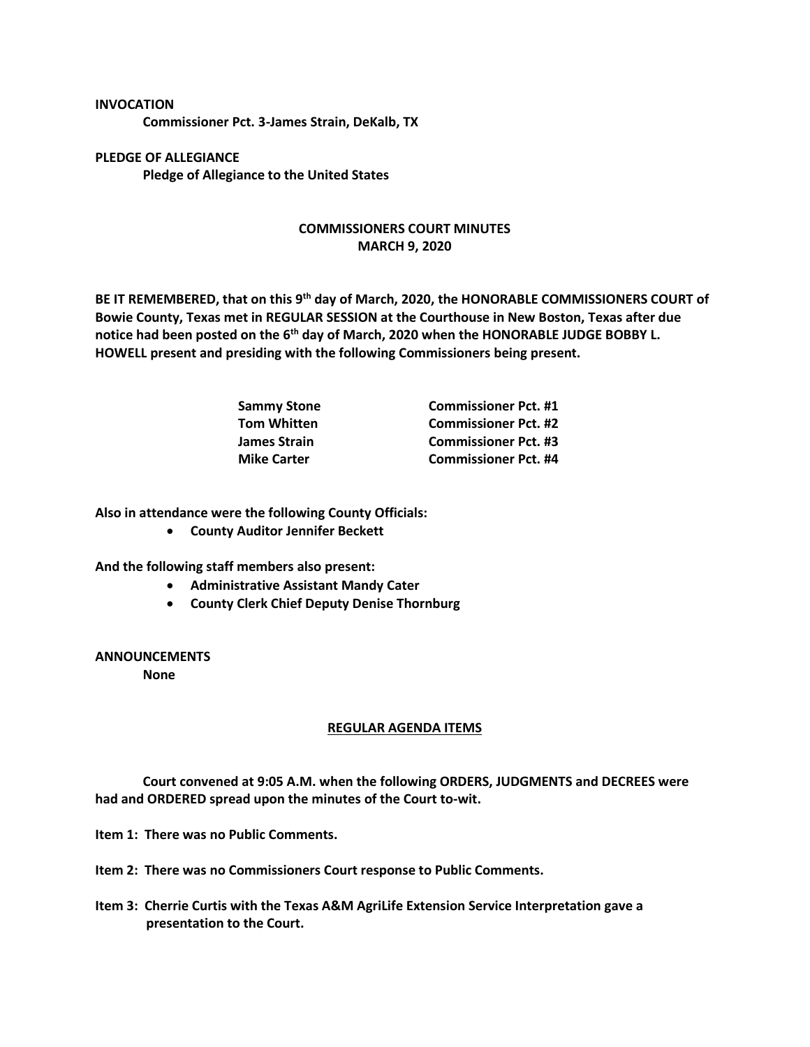**INVOCATION**

**Commissioner Pct. 3-James Strain, DeKalb, TX**

**PLEDGE OF ALLEGIANCE**

**Pledge of Allegiance to the United States**

# COMMISSIONERS COURT MINUTES
## MARCH 9, 2020

**BE IT REMEMBERED, that on this 9th day of March, 2020, the HONORABLE COMMISSIONERS COURT of Bowie County, Texas met in REGULAR SESSION at the Courthouse in New Boston, Texas after due notice had been posted on the 6th day of March, 2020 when the HONORABLE JUDGE BOBBY L. HOWELL present and presiding with the following Commissioners being present.**

| | |
|---|---|
| **Sammy Stone** | **Commissioner Pct. #1** |
| **Tom Whitten** | **Commissioner Pct. #2** |
| **James Strain** | **Commissioner Pct. #3** |
| **Mike Carter** | **Commissioner Pct. #4** |

**Also in attendance were the following County Officials:**

- **County Auditor Jennifer Beckett**

**And the following staff members also present:**

- **Administrative Assistant Mandy Cater**
- **County Clerk Chief Deputy Denise Thornburg**

**ANNOUNCEMENTS**

**None**

## REGULAR AGENDA ITEMS

**Court convened at 9:05 A.M. when the following ORDERS, JUDGMENTS and DECREES were had and ORDERED spread upon the minutes of the Court to-wit.**

**Item 1: There was no Public Comments.**

**Item 2: There was no Commissioners Court response to Public Comments.**

**Item 3: Cherrie Curtis with the Texas A&M AgriLife Extension Service Interpretation gave a presentation to the Court.**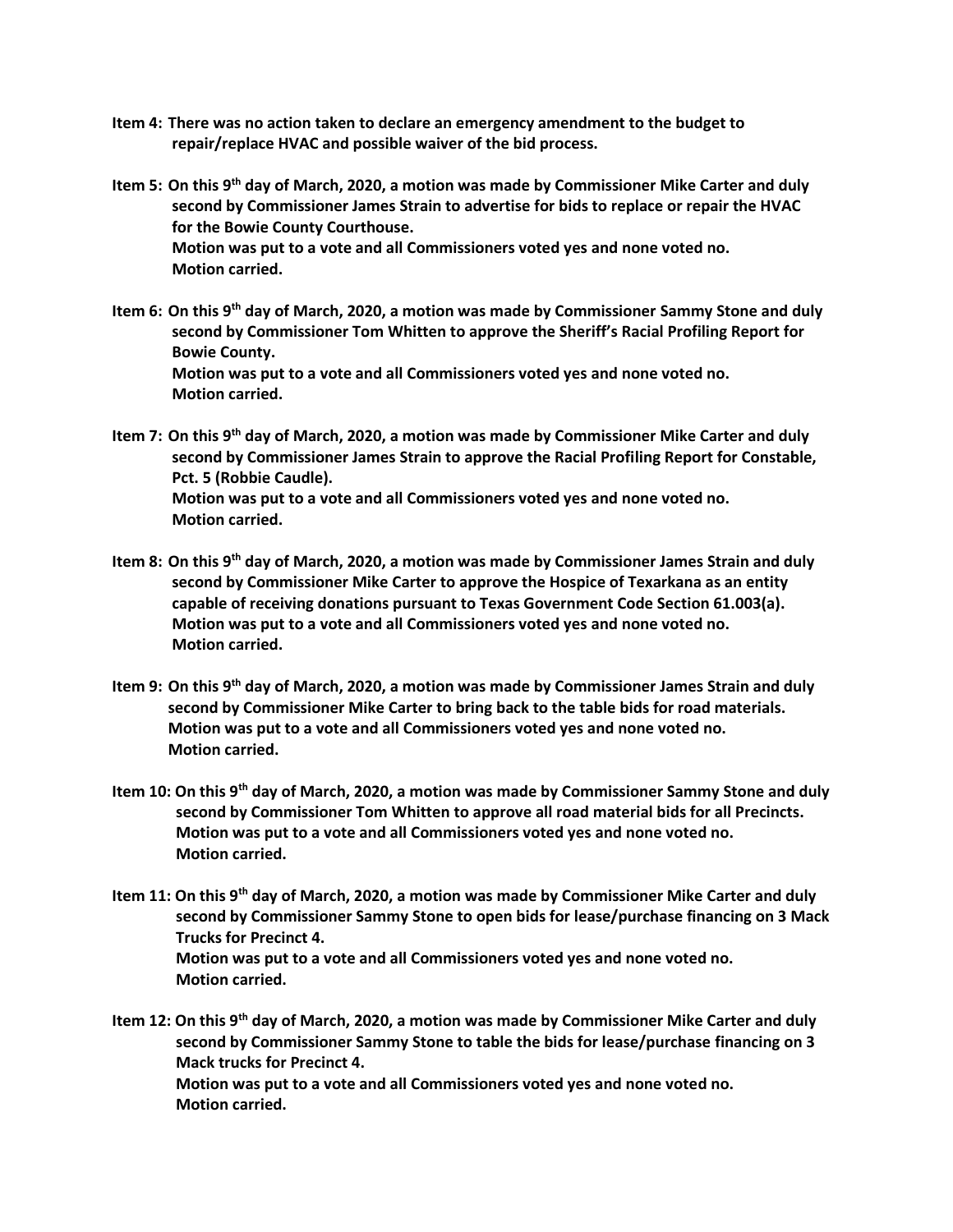**Item 4: There was no action taken to declare an emergency amendment to the budget to repair/replace HVAC and possible waiver of the bid process.**

**Item 5: On this 9th day of March, 2020, a motion was made by Commissioner Mike Carter and duly second by Commissioner James Strain to advertise for bids to replace or repair the HVAC for the Bowie County Courthouse.**
**Motion was put to a vote and all Commissioners voted yes and none voted no.**
**Motion carried.**

**Item 6: On this 9th day of March, 2020, a motion was made by Commissioner Sammy Stone and duly second by Commissioner Tom Whitten to approve the Sheriff's Racial Profiling Report for Bowie County.**
**Motion was put to a vote and all Commissioners voted yes and none voted no.**
**Motion carried.**

**Item 7: On this 9th day of March, 2020, a motion was made by Commissioner Mike Carter and duly second by Commissioner James Strain to approve the Racial Profiling Report for Constable, Pct. 5 (Robbie Caudle).**
**Motion was put to a vote and all Commissioners voted yes and none voted no.**
**Motion carried.**

**Item 8: On this 9th day of March, 2020, a motion was made by Commissioner James Strain and duly second by Commissioner Mike Carter to approve the Hospice of Texarkana as an entity capable of receiving donations pursuant to Texas Government Code Section 61.003(a).**
**Motion was put to a vote and all Commissioners voted yes and none voted no.**
**Motion carried.**

**Item 9: On this 9th day of March, 2020, a motion was made by Commissioner James Strain and duly second by Commissioner Mike Carter to bring back to the table bids for road materials.**
**Motion was put to a vote and all Commissioners voted yes and none voted no.**
**Motion carried.**

**Item 10: On this 9th day of March, 2020, a motion was made by Commissioner Sammy Stone and duly second by Commissioner Tom Whitten to approve all road material bids for all Precincts.**
**Motion was put to a vote and all Commissioners voted yes and none voted no.**
**Motion carried.**

**Item 11: On this 9th day of March, 2020, a motion was made by Commissioner Mike Carter and duly second by Commissioner Sammy Stone to open bids for lease/purchase financing on 3 Mack Trucks for Precinct 4.**
**Motion was put to a vote and all Commissioners voted yes and none voted no.**
**Motion carried.**

**Item 12: On this 9th day of March, 2020, a motion was made by Commissioner Mike Carter and duly second by Commissioner Sammy Stone to table the bids for lease/purchase financing on 3 Mack trucks for Precinct 4.**
**Motion was put to a vote and all Commissioners voted yes and none voted no.**
**Motion carried.**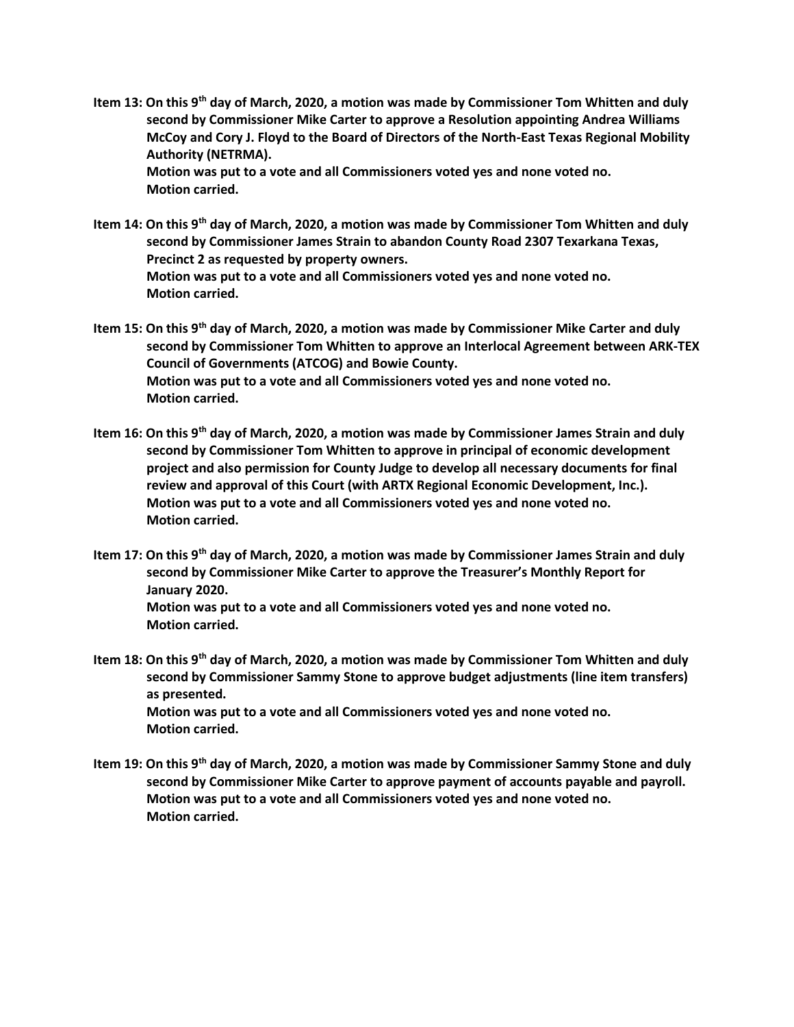**Item 13: On this 9th day of March, 2020, a motion was made by Commissioner Tom Whitten and duly second by Commissioner Mike Carter to approve a Resolution appointing Andrea Williams McCoy and Cory J. Floyd to the Board of Directors of the North-East Texas Regional Mobility Authority (NETRMA).**
**Motion was put to a vote and all Commissioners voted yes and none voted no.**
**Motion carried.**

**Item 14: On this 9th day of March, 2020, a motion was made by Commissioner Tom Whitten and duly second by Commissioner James Strain to abandon County Road 2307 Texarkana Texas, Precinct 2 as requested by property owners.**
**Motion was put to a vote and all Commissioners voted yes and none voted no.**
**Motion carried.**

**Item 15: On this 9th day of March, 2020, a motion was made by Commissioner Mike Carter and duly second by Commissioner Tom Whitten to approve an Interlocal Agreement between ARK-TEX Council of Governments (ATCOG) and Bowie County.**
**Motion was put to a vote and all Commissioners voted yes and none voted no.**
**Motion carried.**

**Item 16: On this 9th day of March, 2020, a motion was made by Commissioner James Strain and duly second by Commissioner Tom Whitten to approve in principal of economic development project and also permission for County Judge to develop all necessary documents for final review and approval of this Court (with ARTX Regional Economic Development, Inc.).**
**Motion was put to a vote and all Commissioners voted yes and none voted no.**
**Motion carried.**

**Item 17: On this 9th day of March, 2020, a motion was made by Commissioner James Strain and duly second by Commissioner Mike Carter to approve the Treasurer's Monthly Report for January 2020.**
**Motion was put to a vote and all Commissioners voted yes and none voted no.**
**Motion carried.**

**Item 18: On this 9th day of March, 2020, a motion was made by Commissioner Tom Whitten and duly second by Commissioner Sammy Stone to approve budget adjustments (line item transfers) as presented.**
**Motion was put to a vote and all Commissioners voted yes and none voted no.**
**Motion carried.**

**Item 19: On this 9th day of March, 2020, a motion was made by Commissioner Sammy Stone and duly second by Commissioner Mike Carter to approve payment of accounts payable and payroll.**
**Motion was put to a vote and all Commissioners voted yes and none voted no.**
**Motion carried.**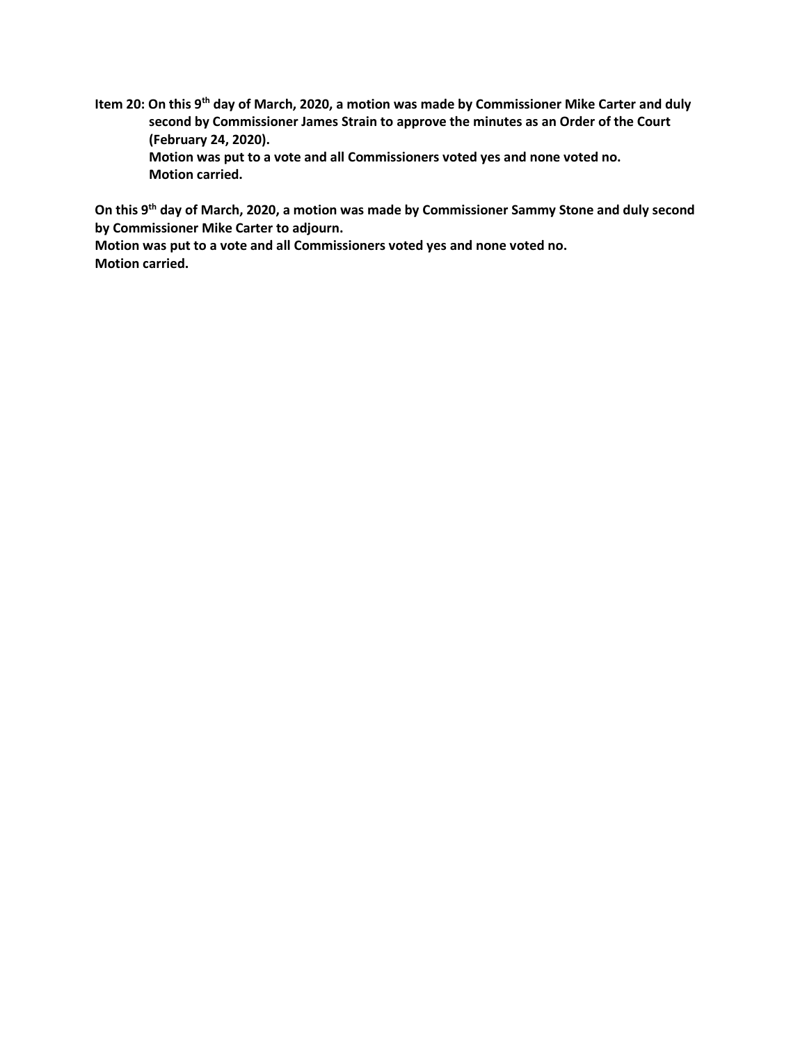**Item 20: On this 9th day of March, 2020, a motion was made by Commissioner Mike Carter and duly second by Commissioner James Strain to approve the minutes as an Order of the Court (February 24, 2020).**
**Motion was put to a vote and all Commissioners voted yes and none voted no.**
**Motion carried.**

**On this 9th day of March, 2020, a motion was made by Commissioner Sammy Stone and duly second by Commissioner Mike Carter to adjourn.**
**Motion was put to a vote and all Commissioners voted yes and none voted no.**
**Motion carried.**